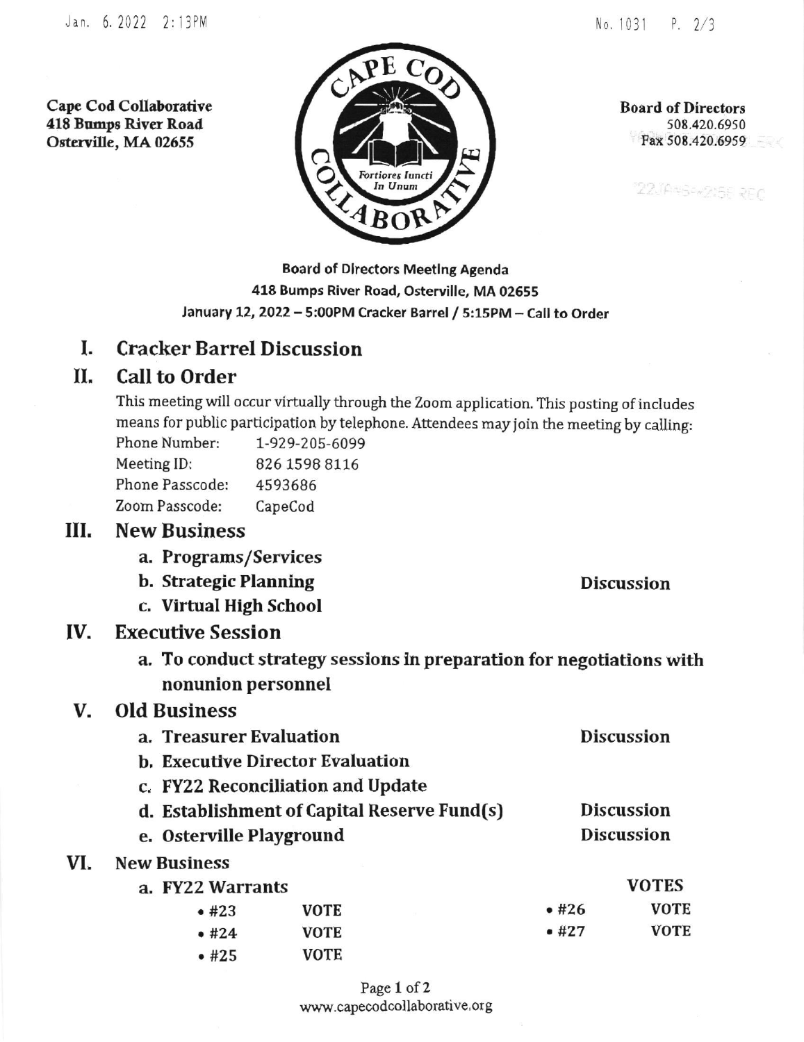**Cape Cod Collaborative**
**418 Bumps River Road**
**Osterville, MA 02655**

**Board of Directors**
508.420.6950
Fax 508.420.6959

**Board of Directors Meeting Agenda**
**418 Bumps River Road, Osterville, MA 02655**
**January 12, 2022 – 5:00PM Cracker Barrel / 5:15PM – Call to Order**

## I. Cracker Barrel Discussion

## II. Call to Order

This meeting will occur virtually through the Zoom application. This posting of includes means for public participation by telephone. Attendees may join the meeting by calling:

Phone Number: 1-929-205-6099
Meeting ID: 826 1598 8116
Phone Passcode: 4593686
Zoom Passcode: CapeCod

## III. New Business

- **a. Programs/Services**
- **b. Strategic Planning** — **Discussion**
- **c. Virtual High School**

## IV. Executive Session

- **a. To conduct strategy sessions in preparation for negotiations with nonunion personnel**

## V. Old Business

- **a. Treasurer Evaluation** — **Discussion**
- **b. Executive Director Evaluation**
- **c. FY22 Reconciliation and Update**
- **d. Establishment of Capital Reserve Fund(s)** — **Discussion**
- **e. Osterville Playground** — **Discussion**

## VI. New Business

- **a. FY22 Warrants** — **VOTES**
  - #23 **VOTE**
  - #24 **VOTE**
  - #25 **VOTE**
  - #26 **VOTE**
  - #27 **VOTE**

www.capecodcollaborative.org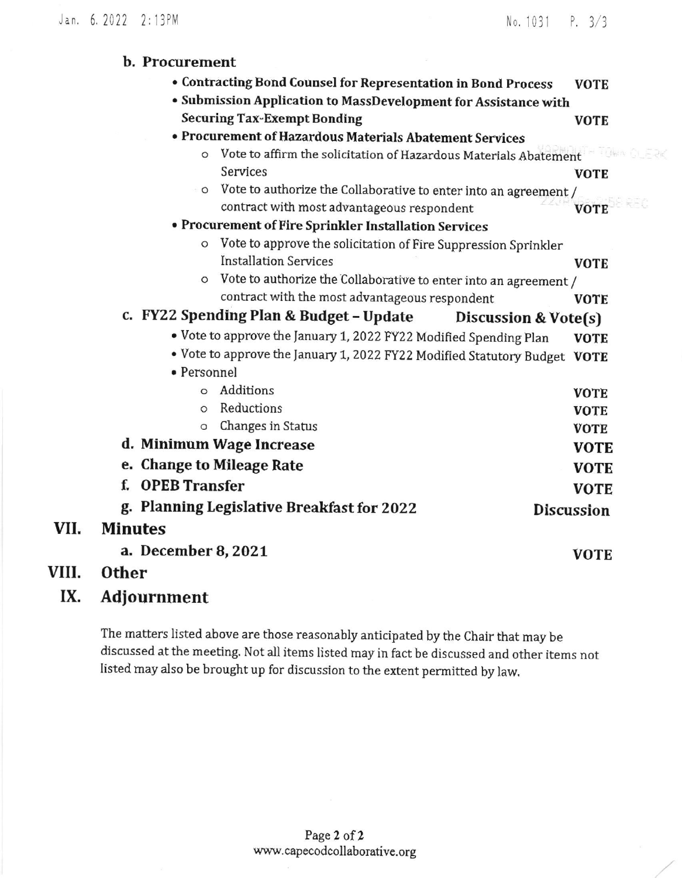**b. Procurement**

- **Contracting Bond Counsel for Representation in Bond Process** **VOTE**
- **Submission Application to MassDevelopment for Assistance with Securing Tax-Exempt Bonding** **VOTE**
- **Procurement of Hazardous Materials Abatement Services**
  - Vote to affirm the solicitation of Hazardous Materials Abatement Services **VOTE**
  - Vote to authorize the Collaborative to enter into an agreement / contract with most advantageous respondent **VOTE**
- **Procurement of Fire Sprinkler Installation Services**
  - Vote to approve the solicitation of Fire Suppression Sprinkler Installation Services **VOTE**
  - Vote to authorize the Collaborative to enter into an agreement / contract with the most advantageous respondent **VOTE**

**c. FY22 Spending Plan & Budget – Update** **Discussion & Vote(s)**

- Vote to approve the January 1, 2022 FY22 Modified Spending Plan **VOTE**
- Vote to approve the January 1, 2022 FY22 Modified Statutory Budget **VOTE**
- Personnel
  - Additions **VOTE**
  - Reductions **VOTE**
  - Changes in Status **VOTE**

**d. Minimum Wage Increase** **VOTE**

**e. Change to Mileage Rate** **VOTE**

**f. OPEB Transfer** **VOTE**

**g. Planning Legislative Breakfast for 2022** **Discussion**

## VII. Minutes

**a. December 8, 2021** **VOTE**

## VIII. Other

## IX. Adjournment

The matters listed above are those reasonably anticipated by the Chair that may be discussed at the meeting. Not all items listed may in fact be discussed and other items not listed may also be brought up for discussion to the extent permitted by law.

www.capecodcollaborative.org